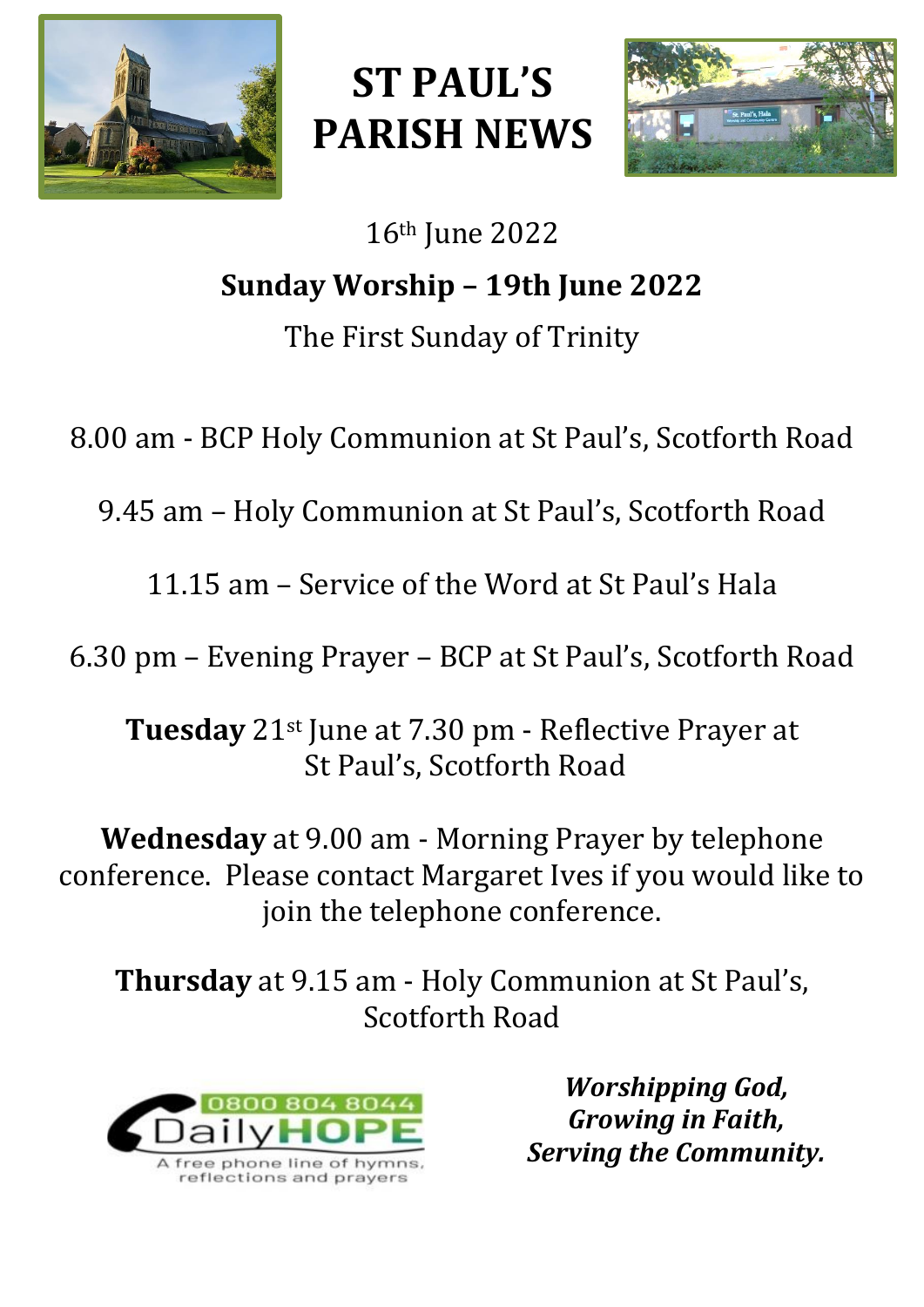# ST PAUL'S PARISH NEWS

16th June 2022

**Sunday Worship – 19th June 2022**

The First Sunday of Trinity

8.00 am - BCP Holy Communion at St Paul's, Scotforth Road

9.45 am – Holy Communion at St Paul's, Scotforth Road

11.15 am – Service of the Word at St Paul's Hala

6.30 pm – Evening Prayer – BCP at St Paul's, Scotforth Road

**Tuesday** 21st June at 7.30 pm - Reflective Prayer at St Paul's, Scotforth Road

**Wednesday** at 9.00 am - Morning Prayer by telephone conference. Please contact Margaret Ives if you would like to join the telephone conference.

**Thursday** at 9.15 am - Holy Communion at St Paul's, Scotforth Road

0800 804 8044 DailyHOPE
A free phone line of hymns, reflections and prayers

***Worshipping God,***
***Growing in Faith,***
***Serving the Community.***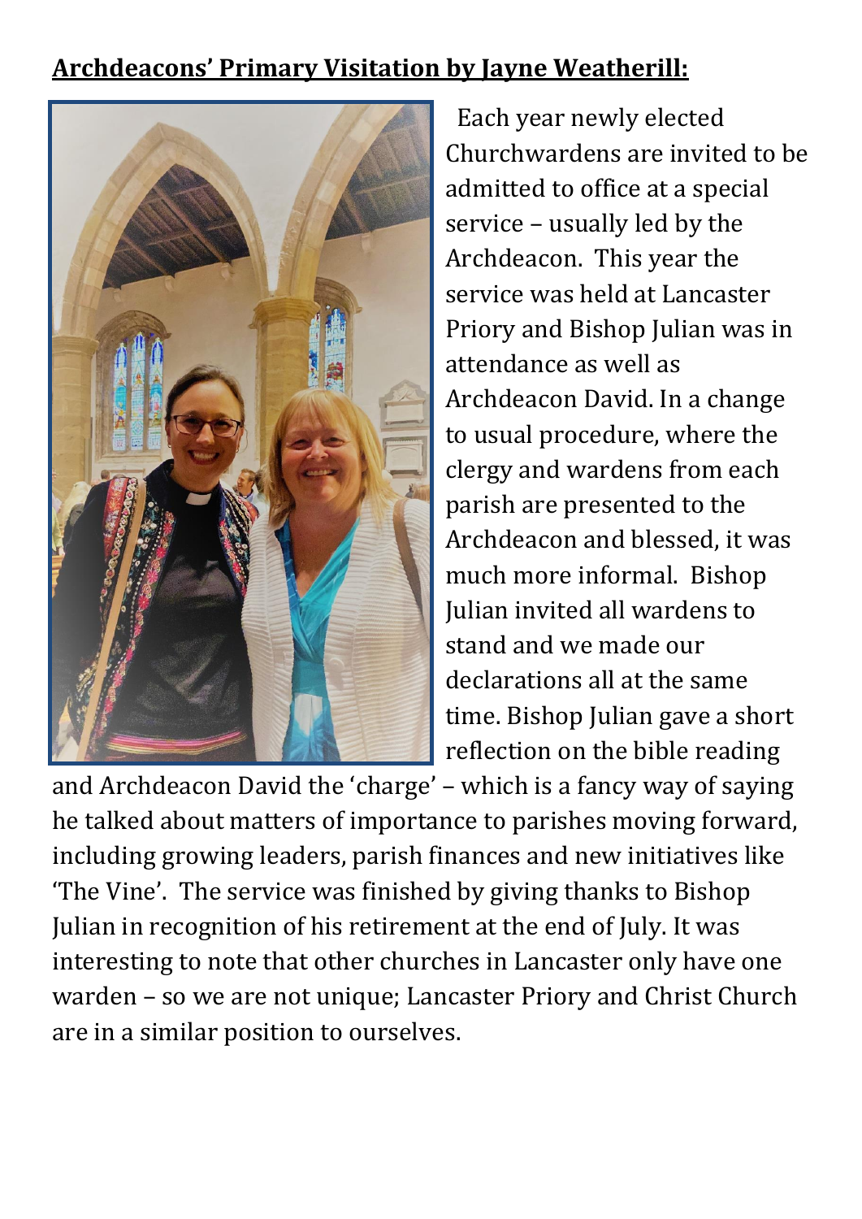**Archdeacons' Primary Visitation by Jayne Weatherill:**

Each year newly elected Churchwardens are invited to be admitted to office at a special service – usually led by the Archdeacon. This year the service was held at Lancaster Priory and Bishop Julian was in attendance as well as Archdeacon David. In a change to usual procedure, where the clergy and wardens from each parish are presented to the Archdeacon and blessed, it was much more informal. Bishop Julian invited all wardens to stand and we made our declarations all at the same time. Bishop Julian gave a short reflection on the bible reading and Archdeacon David the 'charge' – which is a fancy way of saying he talked about matters of importance to parishes moving forward, including growing leaders, parish finances and new initiatives like 'The Vine'. The service was finished by giving thanks to Bishop Julian in recognition of his retirement at the end of July. It was interesting to note that other churches in Lancaster only have one warden – so we are not unique; Lancaster Priory and Christ Church are in a similar position to ourselves.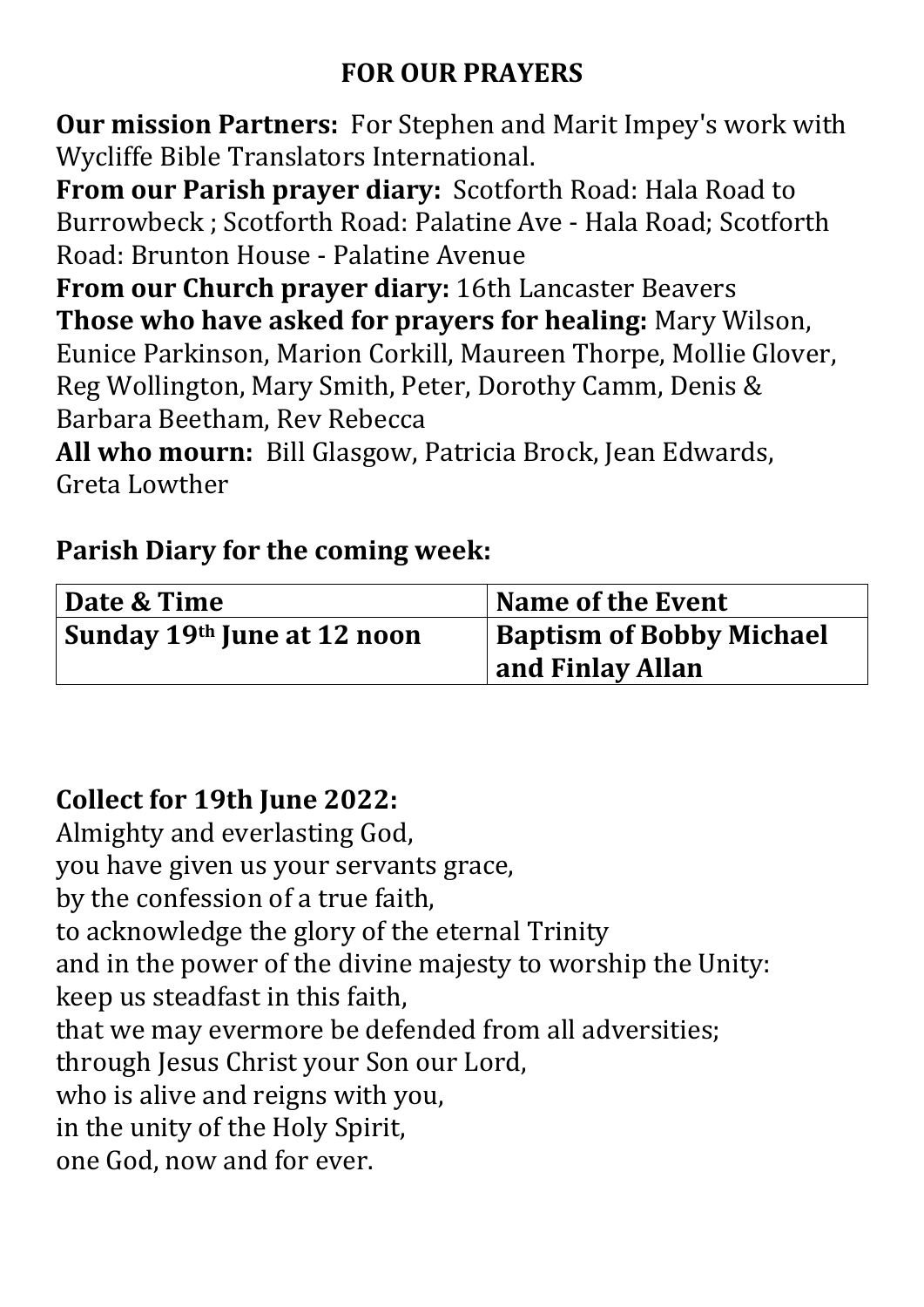## FOR OUR PRAYERS

**Our mission Partners:** For Stephen and Marit Impey's work with Wycliffe Bible Translators International.
**From our Parish prayer diary:** Scotforth Road: Hala Road to Burrowbeck ; Scotforth Road: Palatine Ave - Hala Road; Scotforth Road: Brunton House - Palatine Avenue
**From our Church prayer diary:** 16th Lancaster Beavers
**Those who have asked for prayers for healing:** Mary Wilson, Eunice Parkinson, Marion Corkill, Maureen Thorpe, Mollie Glover, Reg Wollington, Mary Smith, Peter, Dorothy Camm, Denis & Barbara Beetham, Rev Rebecca
**All who mourn:** Bill Glasgow, Patricia Brock, Jean Edwards, Greta Lowther

### Parish Diary for the coming week:

| Date & Time | Name of the Event |
|---|---|
| **Sunday 19th June at 12 noon** | **Baptism of Bobby Michael and Finlay Allan** |

### Collect for 19th June 2022:

Almighty and everlasting God,
you have given us your servants grace,
by the confession of a true faith,
to acknowledge the glory of the eternal Trinity
and in the power of the divine majesty to worship the Unity:
keep us steadfast in this faith,
that we may evermore be defended from all adversities;
through Jesus Christ your Son our Lord,
who is alive and reigns with you,
in the unity of the Holy Spirit,
one God, now and for ever.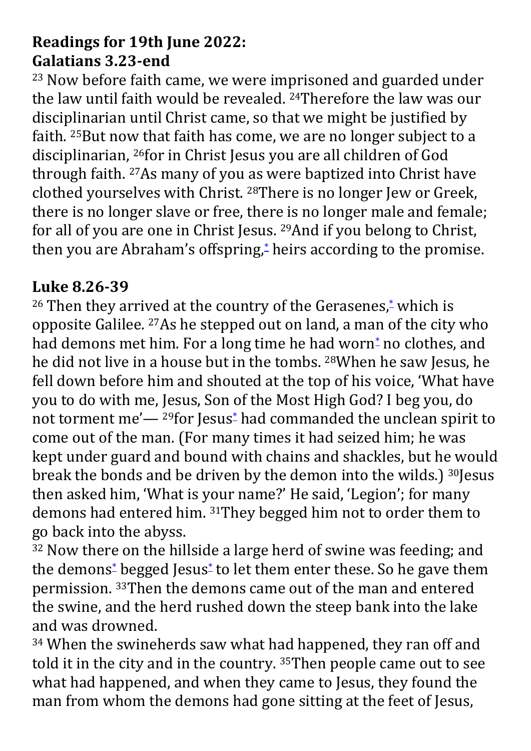**Readings for 19th June 2022:**
**Galatians 3.23-end**

[23] Now before faith came, we were imprisoned and guarded under the law until faith would be revealed. [24]Therefore the law was our disciplinarian until Christ came, so that we might be justified by faith. [25]But now that faith has come, we are no longer subject to a disciplinarian, [26]for in Christ Jesus you are all children of God through faith. [27]As many of you as were baptized into Christ have clothed yourselves with Christ. [28]There is no longer Jew or Greek, there is no longer slave or free, there is no longer male and female; for all of you are one in Christ Jesus. [29]And if you belong to Christ, then you are Abraham's offspring,* heirs according to the promise.

**Luke 8.26-39**

[26] Then they arrived at the country of the Gerasenes,* which is opposite Galilee. [27]As he stepped out on land, a man of the city who had demons met him. For a long time he had worn* no clothes, and he did not live in a house but in the tombs. [28]When he saw Jesus, he fell down before him and shouted at the top of his voice, 'What have you to do with me, Jesus, Son of the Most High God? I beg you, do not torment me'— [29]for Jesus* had commanded the unclean spirit to come out of the man. (For many times it had seized him; he was kept under guard and bound with chains and shackles, but he would break the bonds and be driven by the demon into the wilds.) [30]Jesus then asked him, 'What is your name?' He said, 'Legion'; for many demons had entered him. [31]They begged him not to order them to go back into the abyss.

[32] Now there on the hillside a large herd of swine was feeding; and the demons* begged Jesus* to let them enter these. So he gave them permission. [33]Then the demons came out of the man and entered the swine, and the herd rushed down the steep bank into the lake and was drowned.

[34] When the swineherds saw what had happened, they ran off and told it in the city and in the country. [35]Then people came out to see what had happened, and when they came to Jesus, they found the man from whom the demons had gone sitting at the feet of Jesus,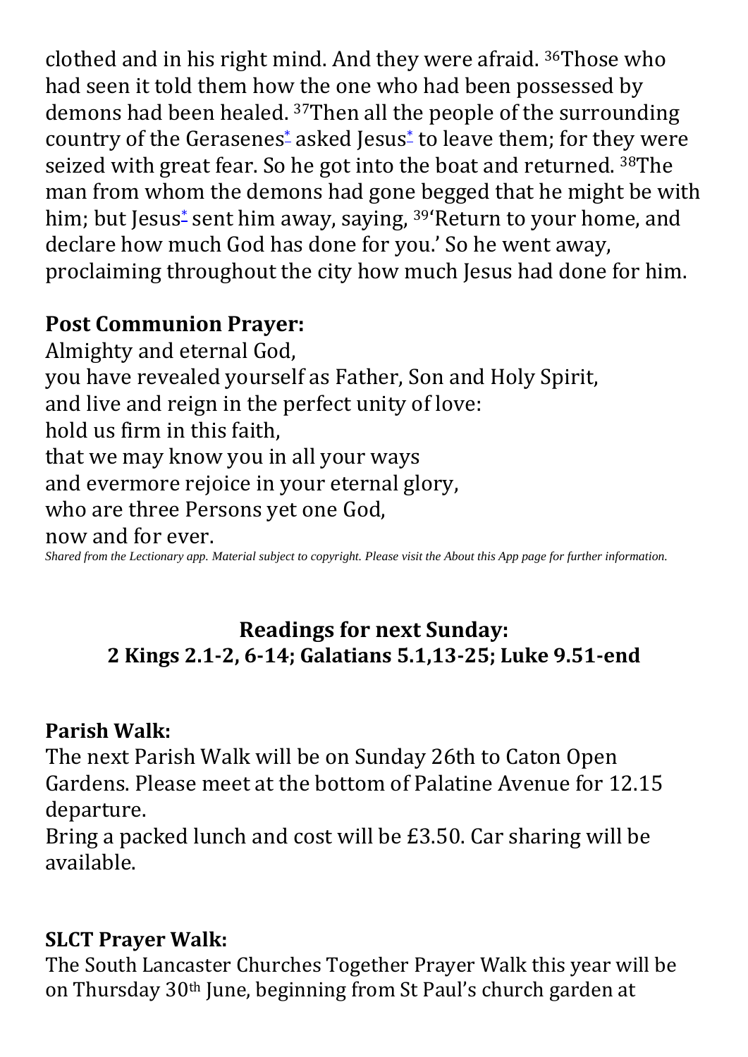clothed and in his right mind. And they were afraid. [36]Those who had seen it told them how the one who had been possessed by demons had been healed. [37]Then all the people of the surrounding country of the Gerasenes[*] asked Jesus[*] to leave them; for they were seized with great fear. So he got into the boat and returned. [38]The man from whom the demons had gone begged that he might be with him; but Jesus[*] sent him away, saying, [39]'Return to your home, and declare how much God has done for you.' So he went away, proclaiming throughout the city how much Jesus had done for him.

## Post Communion Prayer:

Almighty and eternal God,
you have revealed yourself as Father, Son and Holy Spirit,
and live and reign in the perfect unity of love:
hold us firm in this faith,
that we may know you in all your ways
and evermore rejoice in your eternal glory,
who are three Persons yet one God,
now and for ever.

*Shared from the Lectionary app. Material subject to copyright. Please visit the About this App page for further information.*

## Readings for next Sunday:
## 2 Kings 2.1-2, 6-14; Galatians 5.1,13-25; Luke 9.51-end

## Parish Walk:

The next Parish Walk will be on Sunday 26th to Caton Open Gardens. Please meet at the bottom of Palatine Avenue for 12.15 departure.

Bring a packed lunch and cost will be £3.50. Car sharing will be available.

## SLCT Prayer Walk:

The South Lancaster Churches Together Prayer Walk this year will be on Thursday 30th June, beginning from St Paul's church garden at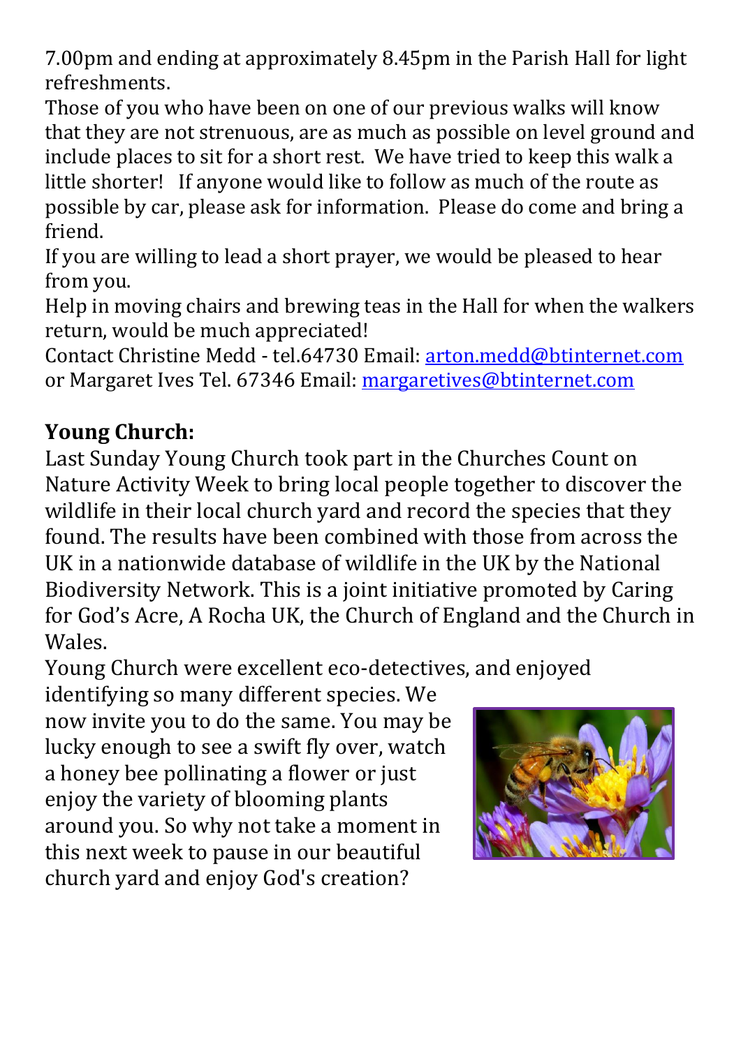7.00pm and ending at approximately 8.45pm in the Parish Hall for light refreshments.

Those of you who have been on one of our previous walks will know that they are not strenuous, are as much as possible on level ground and include places to sit for a short rest. We have tried to keep this walk a little shorter! If anyone would like to follow as much of the route as possible by car, please ask for information. Please do come and bring a friend.

If you are willing to lead a short prayer, we would be pleased to hear from you.

Help in moving chairs and brewing teas in the Hall for when the walkers return, would be much appreciated!

Contact Christine Medd - tel.64730 Email: arton.medd@btinternet.com or Margaret Ives Tel. 67346 Email: margaretives@btinternet.com

**Young Church:**

Last Sunday Young Church took part in the Churches Count on Nature Activity Week to bring local people together to discover the wildlife in their local church yard and record the species that they found. The results have been combined with those from across the UK in a nationwide database of wildlife in the UK by the National Biodiversity Network. This is a joint initiative promoted by Caring for God's Acre, A Rocha UK, the Church of England and the Church in Wales.

Young Church were excellent eco-detectives, and enjoyed identifying so many different species. We now invite you to do the same. You may be lucky enough to see a swift fly over, watch a honey bee pollinating a flower or just enjoy the variety of blooming plants around you. So why not take a moment in this next week to pause in our beautiful church yard and enjoy God's creation?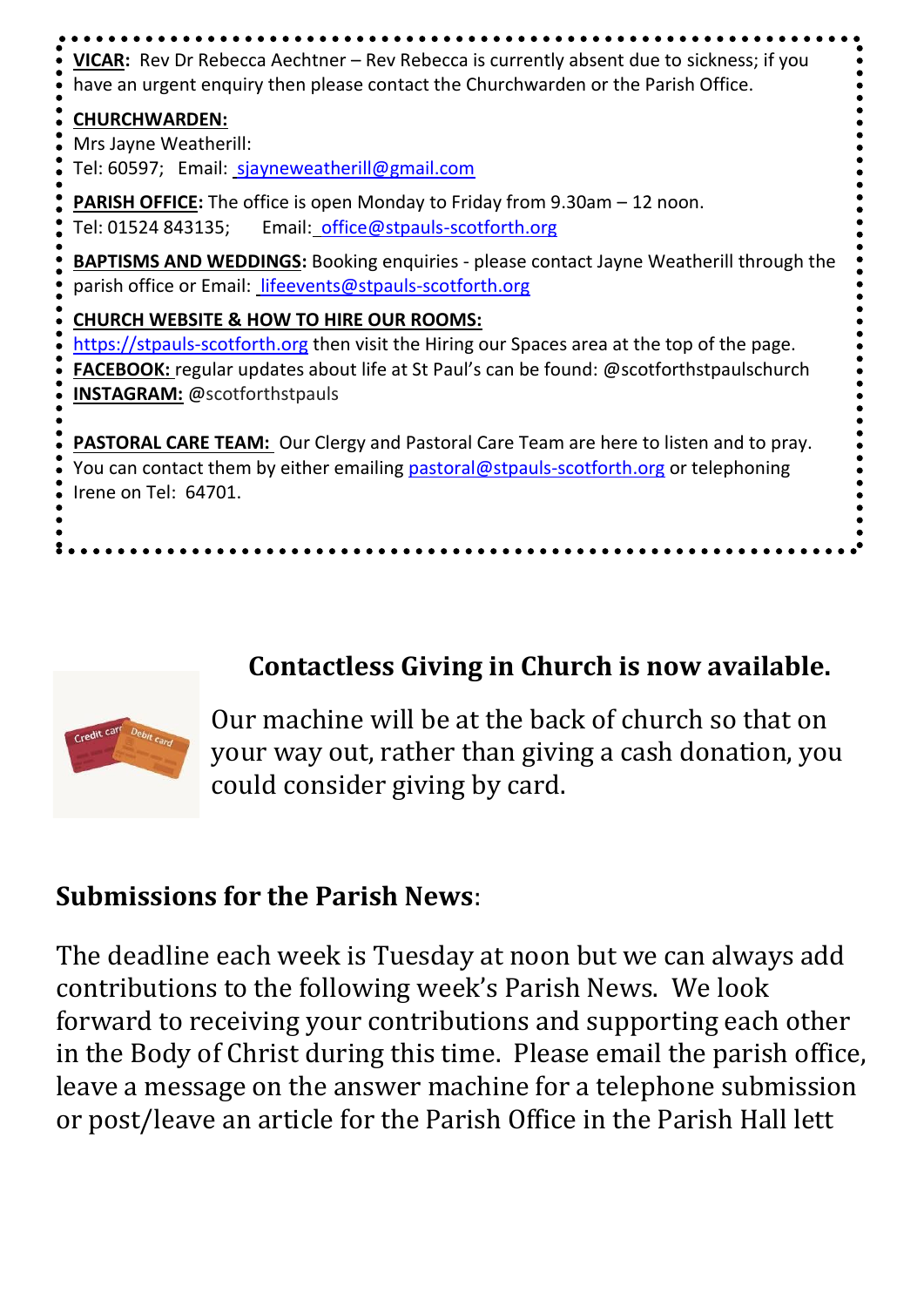**VICAR:** Rev Dr Rebecca Aechtner – Rev Rebecca is currently absent due to sickness; if you have an urgent enquiry then please contact the Churchwarden or the Parish Office.

**CHURCHWARDEN:**
Mrs Jayne Weatherill:
Tel: 60597; Email: sjayneweatherill@gmail.com

**PARISH OFFICE:** The office is open Monday to Friday from 9.30am – 12 noon.
Tel: 01524 843135; Email: office@stpauls-scotforth.org

**BAPTISMS AND WEDDINGS:** Booking enquiries - please contact Jayne Weatherill through the parish office or Email: lifeevents@stpauls-scotforth.org

**CHURCH WEBSITE & HOW TO HIRE OUR ROOMS:**
https://stpauls-scotforth.org then visit the Hiring our Spaces area at the top of the page.
**FACEBOOK:** regular updates about life at St Paul's can be found: @scotforthstpaulschurch
**INSTAGRAM:** @scotforthstpauls

**PASTORAL CARE TEAM:** Our Clergy and Pastoral Care Team are here to listen and to pray. You can contact them by either emailing pastoral@stpauls-scotforth.org or telephoning Irene on Tel: 64701.

## Contactless Giving in Church is now available.

Our machine will be at the back of church so that on your way out, rather than giving a cash donation, you could consider giving by card.

## Submissions for the Parish News:

The deadline each week is Tuesday at noon but we can always add contributions to the following week's Parish News. We look forward to receiving your contributions and supporting each other in the Body of Christ during this time. Please email the parish office, leave a message on the answer machine for a telephone submission or post/leave an article for the Parish Office in the Parish Hall lett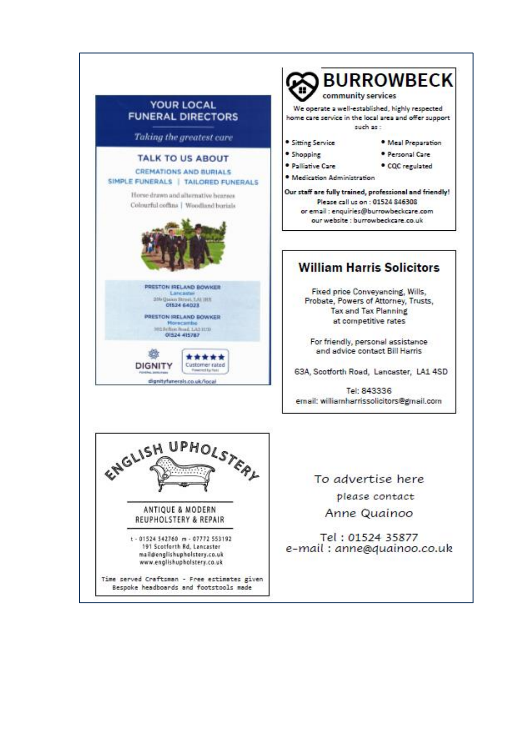## YOUR LOCAL FUNERAL DIRECTORS

*Taking the greatest care*

### TALK TO US ABOUT

CREMATIONS AND BURIALS

SIMPLE FUNERALS | TAILORED FUNERALS

Horse drawn and alternative hearses

Colourful coffins | Woodland burials

PRESTON IRELAND BOWKER
Lancaster
20b Queen Street, LA1 1RX
01524 64023

PRESTON IRELAND BOWKER
Morecambe
302 Sefton Road, LA3 1UD
01524 415787

DIGNITY

Customer rated

dignityfunerals.co.uk/local

---

## BURROWBECK

community services

We operate a well-established, highly respected home care service in the local area and offer support such as :

- Sitting Service
- Meal Preparation
- Shopping
- Personal Care
- Palliative Care
- CQC regulated
- Medication Administration

**Our staff are fully trained, professional and friendly!**

Please call us on : 01524 846308
or email : enquiries@burrowbeckcare.com
our website : burrowbeckcare.co.uk

---

## William Harris Solicitors

Fixed price Conveyancing, Wills, Probate, Powers of Attorney, Trusts, Tax and Tax Planning at competitive rates

For friendly, personal assistance and advice contact Bill Harris

63A, Scotforth Road, Lancaster, LA1 4SD

Tel: 843336
email: williamharrissolicitors@gmail.com

---

## ENGLISH UPHOLSTERY

ANTIQUE & MODERN REUPHOLSTERY & REPAIR

t - 01524 542760 m - 07772 553192
191 Scotforth Rd, Lancaster
mail@englishupholstery.co.uk
www.englishupholstery.co.uk

Time served Craftsman - Free estimates given
Bespoke headboards and footstools made

---

To advertise here
please contact
Anne Quainoo

Tel : 01524 35877
e-mail : anne@quainoo.co.uk